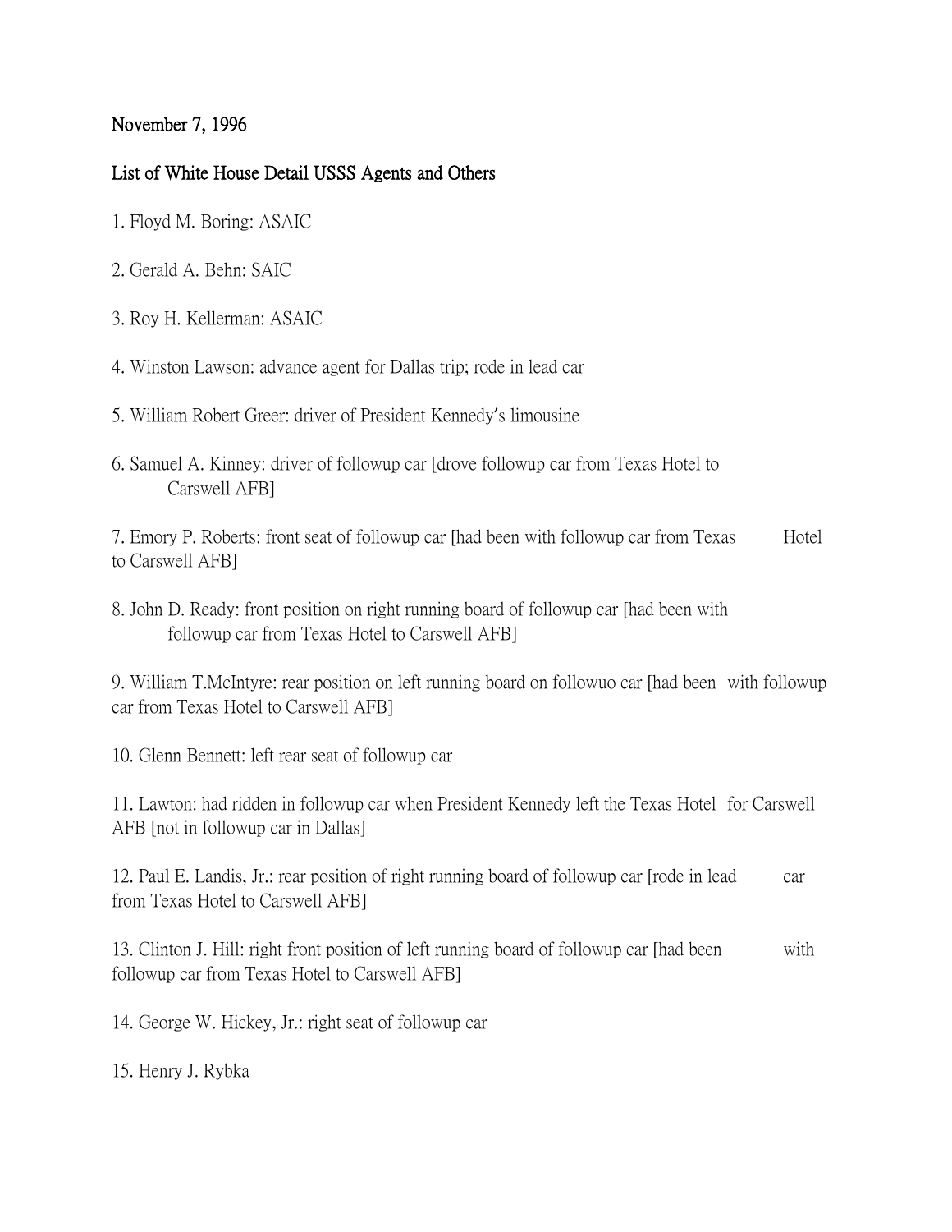November 7, 1996

List of White House Detail USSS Agents and Others

1. Floyd M. Boring: ASAIC

2. Gerald A. Behn: SAIC

3. Roy H. Kellerman: ASAIC

4. Winston Lawson: advance agent for Dallas trip; rode in lead car

5. William Robert Greer: driver of President Kennedy's limousine

6. Samuel A. Kinney: driver of followup car [drove followup car from Texas Hotel to Carswell AFB]

7. Emory P. Roberts: front seat of followup car [had been with followup car from Texas Hotel to Carswell AFB]

8. John D. Ready: front position on right running board of followup car [had been with followup car from Texas Hotel to Carswell AFB]

9. William T.McIntyre: rear position on left running board on followuo car [had been with followup car from Texas Hotel to Carswell AFB]

10. Glenn Bennett: left rear seat of followup car

11. Lawton: had ridden in followup car when President Kennedy left the Texas Hotel for Carswell AFB [not in followup car in Dallas]

12. Paul E. Landis, Jr.: rear position of right running board of followup car [rode in lead car from Texas Hotel to Carswell AFB]

13. Clinton J. Hill: right front position of left running board of followup car [had been with followup car from Texas Hotel to Carswell AFB]

14. George W. Hickey, Jr.: right seat of followup car

15. Henry J. Rybka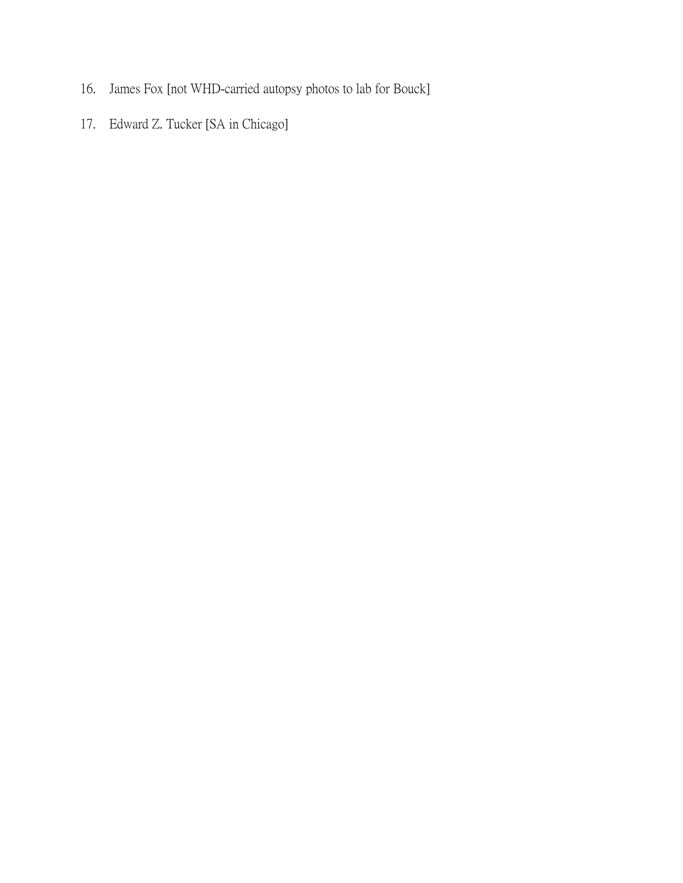16. James Fox [not WHD-carried autopsy photos to lab for Bouck]

17. Edward Z. Tucker [SA in Chicago]